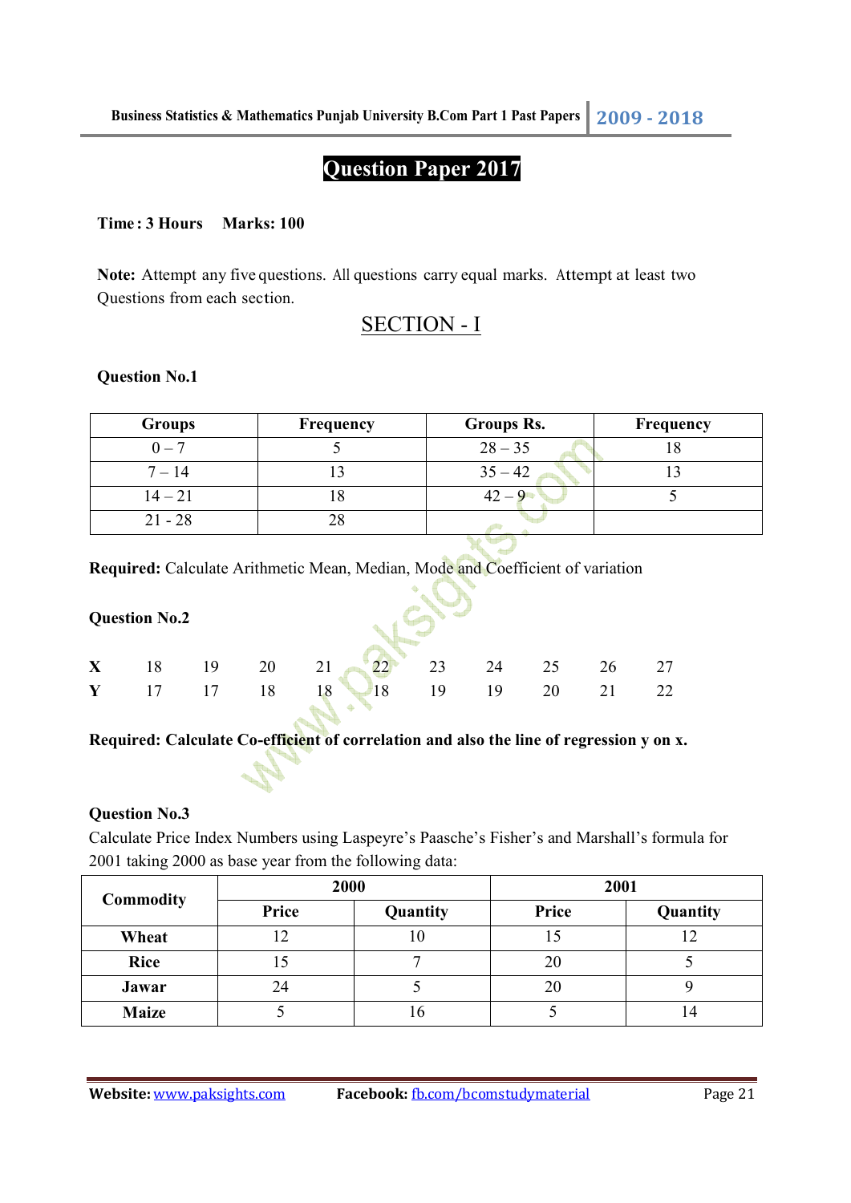# Question Paper 2017

**Time : 3 Hours     Marks: 100**

**Note:** Attempt any five questions. All questions carry equal marks. Attempt at least two Questions from each section.

## SECTION - I

### Question No.1

| Groups | Frequency | Groups Rs. | Frequency |
|---|---|---|---|
| 0 – 7 | 5 | 28 – 35 | 18 |
| 7 – 14 | 13 | 35 – 42 | 13 |
| 14 – 21 | 18 | 42 – 9 | 5 |
| 21 - 28 | 28 | | |

**Required:** Calculate Arithmetic Mean, Median, Mode and Coefficient of variation

### Question No.2

| **X** | 18 | 19 | 20 | 21 | 22 | 23 | 24 | 25 | 26 | 27 |
|---|---|---|---|---|---|---|---|---|---|---|
| **Y** | 17 | 17 | 18 | 18 | 18 | 19 | 19 | 20 | 21 | 22 |

**Required: Calculate Co-efficient of correlation and also the line of regression y on x.**

### Question No.3

Calculate Price Index Numbers using Laspeyre's Paasche's Fisher's and Marshall's formula for 2001 taking 2000 as base year from the following data:

| Commodity | 2000 | | 2001 | |
|---|---|---|---|---|
| | Price | Quantity | Price | Quantity |
| **Wheat** | 12 | 10 | 15 | 12 |
| **Rice** | 15 | 7 | 20 | 5 |
| **Jawar** | 24 | 5 | 20 | 9 |
| **Maize** | 5 | 16 | 5 | 14 |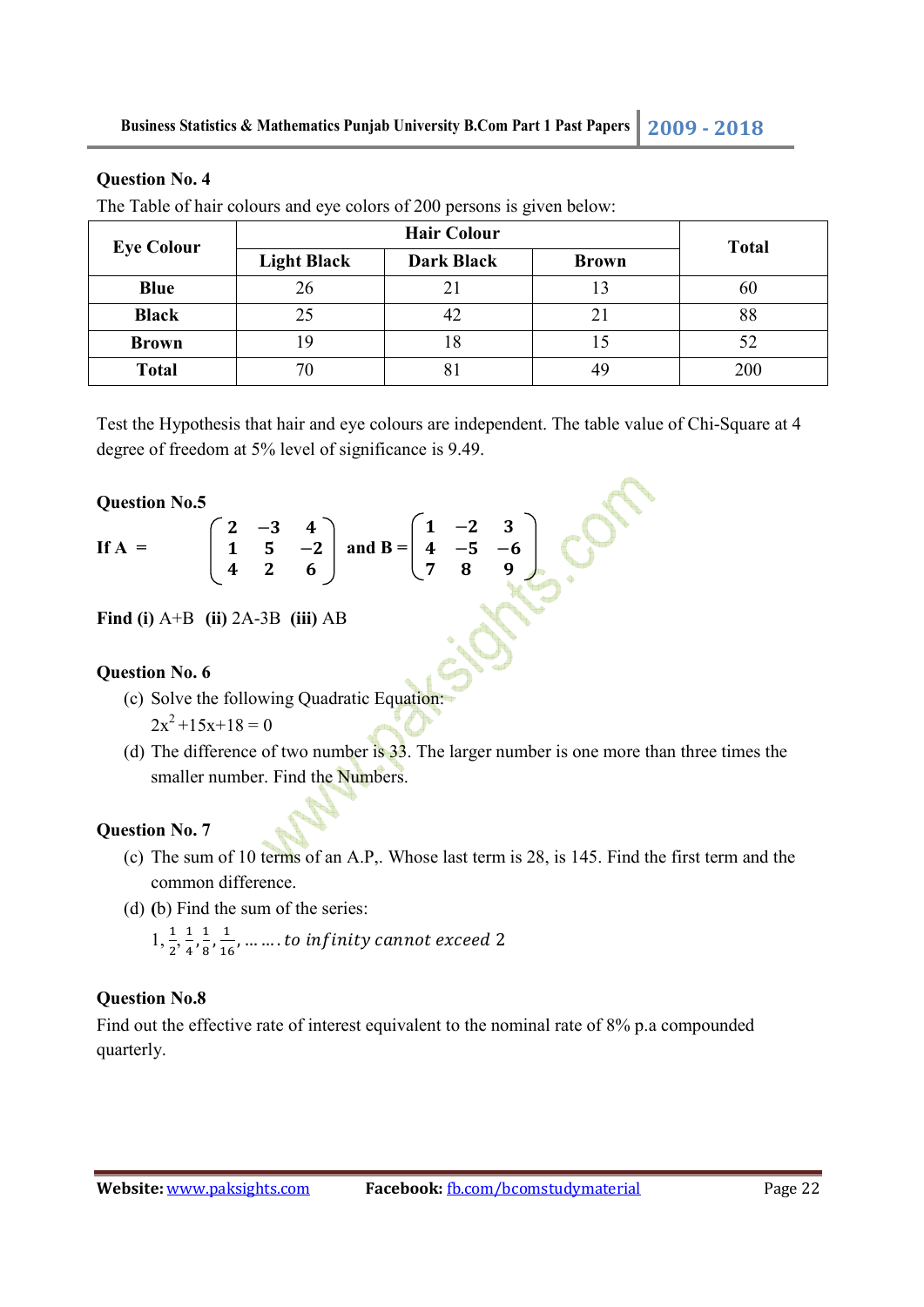**Question No. 4**

The Table of hair colours and eye colors of 200 persons is given below:

| Eye Colour | Hair Colour | | | Total |
|---|---|---|---|---|
| | Light Black | Dark Black | Brown | |
| **Blue** | 26 | 21 | 13 | 60 |
| **Black** | 25 | 42 | 21 | 88 |
| **Brown** | 19 | 18 | 15 | 52 |
| **Total** | 70 | 81 | 49 | 200 |

Test the Hypothesis that hair and eye colours are independent. The table value of Chi-Square at 4 degree of freedom at 5% level of significance is 9.49.

**Question No.5**

**If A =** $\begin{pmatrix} 2 & -3 & 4 \\ 1 & 5 & -2 \\ 4 & 2 & 6 \end{pmatrix}$ **and B =** $\begin{pmatrix} 1 & -2 & 3 \\ 4 & -5 & -6 \\ 7 & 8 & 9 \end{pmatrix}$

**Find (i)** A+B **(ii)** 2A-3B **(iii)** AB

**Question No. 6**

(c) Solve the following Quadratic Equation:

$2x^2 + 15x + 18 = 0$

(d) The difference of two number is 33. The larger number is one more than three times the smaller number. Find the Numbers.

**Question No. 7**

(c) The sum of 10 terms of an A.P,. Whose last term is 28, is 145. Find the first term and the common difference.

(d) **(**b) Find the sum of the series:

$1, \frac{1}{2}, \frac{1}{4}, \frac{1}{8}, \frac{1}{16}, \ldots\ldots \textit{to infinity cannot exceed } 2$

**Question No.8**

Find out the effective rate of interest equivalent to the nominal rate of 8% p.a compounded quarterly.